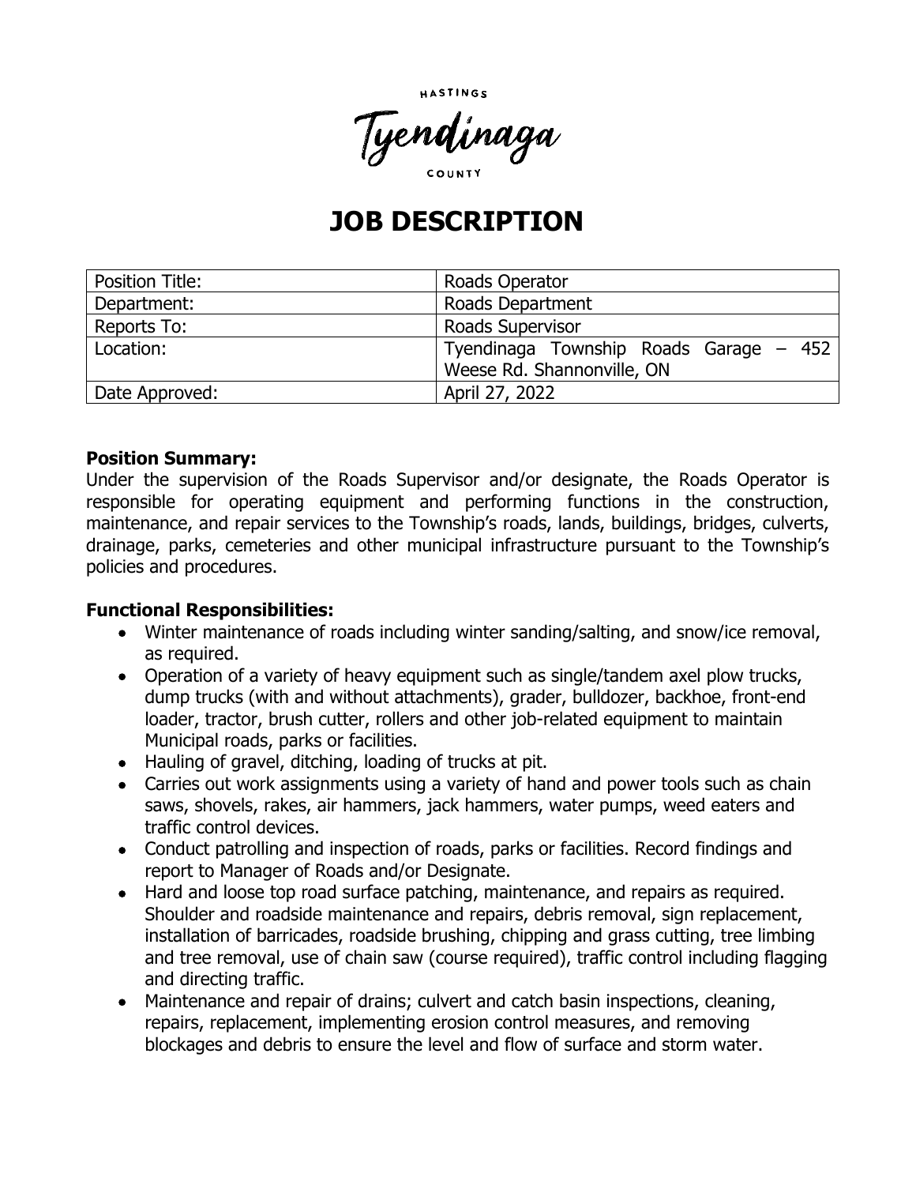HASTINGS

Tyendinaga

COUNTY

# JOB DESCRIPTION

| Position Title: | Roads Operator |
|---|---|
| Department: | Roads Department |
| Reports To: | Roads Supervisor |
| Location: | Tyendinaga Township Roads Garage – 452 Weese Rd. Shannonville, ON |
| Date Approved: | April 27, 2022 |

**Position Summary:**
Under the supervision of the Roads Supervisor and/or designate, the Roads Operator is responsible for operating equipment and performing functions in the construction, maintenance, and repair services to the Township's roads, lands, buildings, bridges, culverts, drainage, parks, cemeteries and other municipal infrastructure pursuant to the Township's policies and procedures.

**Functional Responsibilities:**

- Winter maintenance of roads including winter sanding/salting, and snow/ice removal, as required.
- Operation of a variety of heavy equipment such as single/tandem axel plow trucks, dump trucks (with and without attachments), grader, bulldozer, backhoe, front-end loader, tractor, brush cutter, rollers and other job-related equipment to maintain Municipal roads, parks or facilities.
- Hauling of gravel, ditching, loading of trucks at pit.
- Carries out work assignments using a variety of hand and power tools such as chain saws, shovels, rakes, air hammers, jack hammers, water pumps, weed eaters and traffic control devices.
- Conduct patrolling and inspection of roads, parks or facilities. Record findings and report to Manager of Roads and/or Designate.
- Hard and loose top road surface patching, maintenance, and repairs as required. Shoulder and roadside maintenance and repairs, debris removal, sign replacement, installation of barricades, roadside brushing, chipping and grass cutting, tree limbing and tree removal, use of chain saw (course required), traffic control including flagging and directing traffic.
- Maintenance and repair of drains; culvert and catch basin inspections, cleaning, repairs, replacement, implementing erosion control measures, and removing blockages and debris to ensure the level and flow of surface and storm water.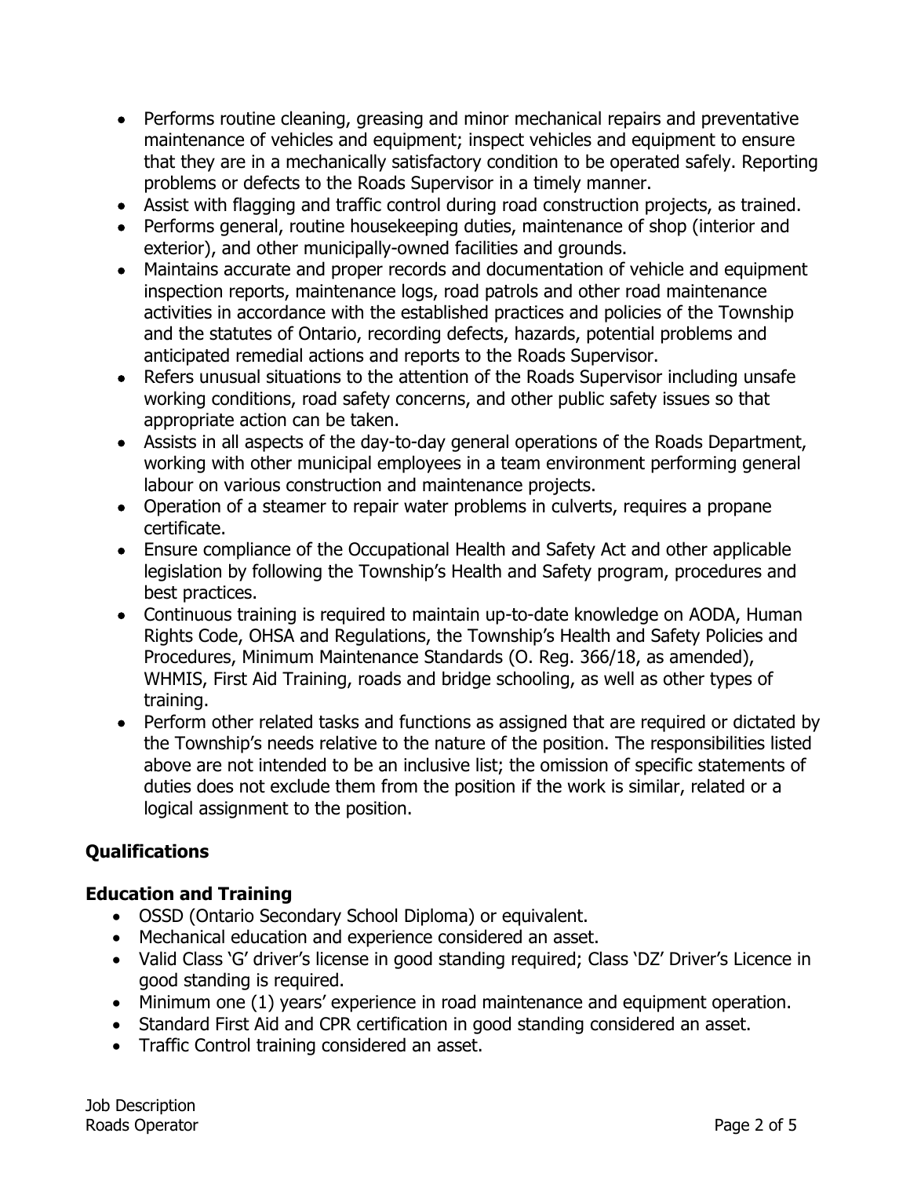- Performs routine cleaning, greasing and minor mechanical repairs and preventative maintenance of vehicles and equipment; inspect vehicles and equipment to ensure that they are in a mechanically satisfactory condition to be operated safely. Reporting problems or defects to the Roads Supervisor in a timely manner.
- Assist with flagging and traffic control during road construction projects, as trained.
- Performs general, routine housekeeping duties, maintenance of shop (interior and exterior), and other municipally-owned facilities and grounds.
- Maintains accurate and proper records and documentation of vehicle and equipment inspection reports, maintenance logs, road patrols and other road maintenance activities in accordance with the established practices and policies of the Township and the statutes of Ontario, recording defects, hazards, potential problems and anticipated remedial actions and reports to the Roads Supervisor.
- Refers unusual situations to the attention of the Roads Supervisor including unsafe working conditions, road safety concerns, and other public safety issues so that appropriate action can be taken.
- Assists in all aspects of the day-to-day general operations of the Roads Department, working with other municipal employees in a team environment performing general labour on various construction and maintenance projects.
- Operation of a steamer to repair water problems in culverts, requires a propane certificate.
- Ensure compliance of the Occupational Health and Safety Act and other applicable legislation by following the Township's Health and Safety program, procedures and best practices.
- Continuous training is required to maintain up-to-date knowledge on AODA, Human Rights Code, OHSA and Regulations, the Township's Health and Safety Policies and Procedures, Minimum Maintenance Standards (O. Reg. 366/18, as amended), WHMIS, First Aid Training, roads and bridge schooling, as well as other types of training.
- Perform other related tasks and functions as assigned that are required or dictated by the Township's needs relative to the nature of the position. The responsibilities listed above are not intended to be an inclusive list; the omission of specific statements of duties does not exclude them from the position if the work is similar, related or a logical assignment to the position.

## Qualifications

### Education and Training

- OSSD (Ontario Secondary School Diploma) or equivalent.
- Mechanical education and experience considered an asset.
- Valid Class 'G' driver's license in good standing required; Class 'DZ' Driver's Licence in good standing is required.
- Minimum one (1) years' experience in road maintenance and equipment operation.
- Standard First Aid and CPR certification in good standing considered an asset.
- Traffic Control training considered an asset.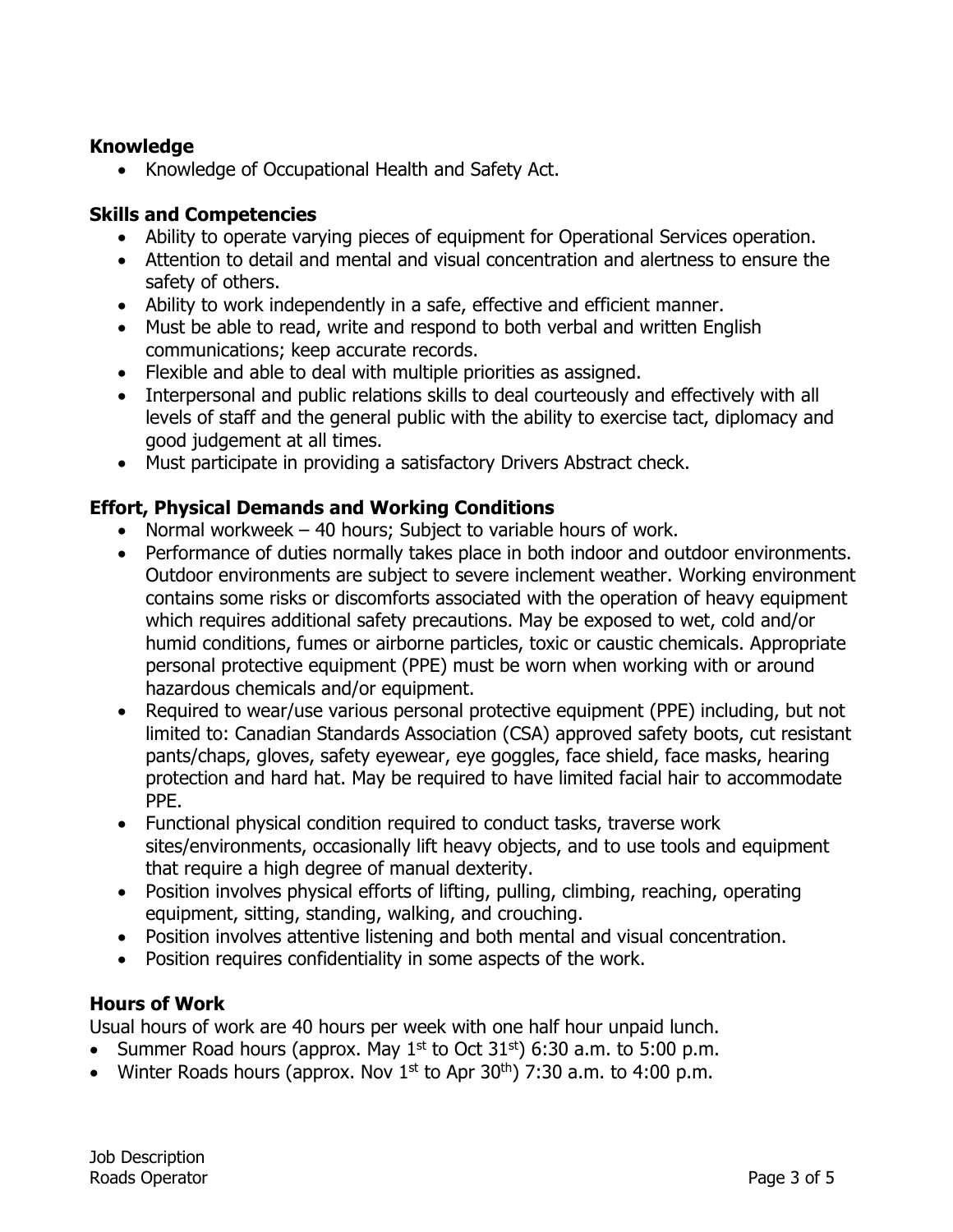### Knowledge

- Knowledge of Occupational Health and Safety Act.

### Skills and Competencies

- Ability to operate varying pieces of equipment for Operational Services operation.
- Attention to detail and mental and visual concentration and alertness to ensure the safety of others.
- Ability to work independently in a safe, effective and efficient manner.
- Must be able to read, write and respond to both verbal and written English communications; keep accurate records.
- Flexible and able to deal with multiple priorities as assigned.
- Interpersonal and public relations skills to deal courteously and effectively with all levels of staff and the general public with the ability to exercise tact, diplomacy and good judgement at all times.
- Must participate in providing a satisfactory Drivers Abstract check.

### Effort, Physical Demands and Working Conditions

- Normal workweek – 40 hours; Subject to variable hours of work.
- Performance of duties normally takes place in both indoor and outdoor environments. Outdoor environments are subject to severe inclement weather. Working environment contains some risks or discomforts associated with the operation of heavy equipment which requires additional safety precautions. May be exposed to wet, cold and/or humid conditions, fumes or airborne particles, toxic or caustic chemicals. Appropriate personal protective equipment (PPE) must be worn when working with or around hazardous chemicals and/or equipment.
- Required to wear/use various personal protective equipment (PPE) including, but not limited to: Canadian Standards Association (CSA) approved safety boots, cut resistant pants/chaps, gloves, safety eyewear, eye goggles, face shield, face masks, hearing protection and hard hat. May be required to have limited facial hair to accommodate PPE.
- Functional physical condition required to conduct tasks, traverse work sites/environments, occasionally lift heavy objects, and to use tools and equipment that require a high degree of manual dexterity.
- Position involves physical efforts of lifting, pulling, climbing, reaching, operating equipment, sitting, standing, walking, and crouching.
- Position involves attentive listening and both mental and visual concentration.
- Position requires confidentiality in some aspects of the work.

### Hours of Work

Usual hours of work are 40 hours per week with one half hour unpaid lunch.

- Summer Road hours (approx. May 1st to Oct 31st) 6:30 a.m. to 5:00 p.m.
- Winter Roads hours (approx. Nov 1st to Apr 30th) 7:30 a.m. to 4:00 p.m.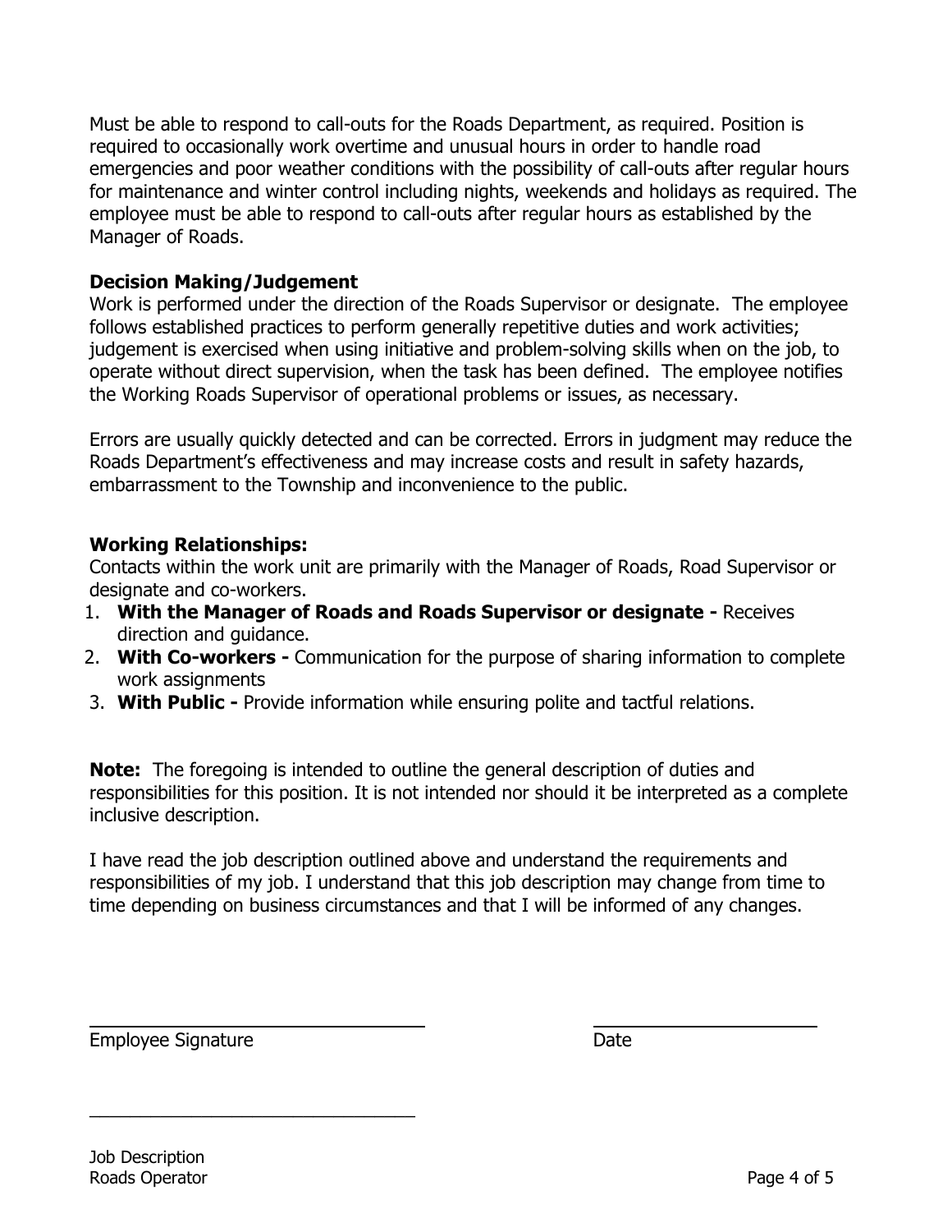Must be able to respond to call-outs for the Roads Department, as required. Position is required to occasionally work overtime and unusual hours in order to handle road emergencies and poor weather conditions with the possibility of call-outs after regular hours for maintenance and winter control including nights, weekends and holidays as required. The employee must be able to respond to call-outs after regular hours as established by the Manager of Roads.

**Decision Making/Judgement**

Work is performed under the direction of the Roads Supervisor or designate. The employee follows established practices to perform generally repetitive duties and work activities; judgement is exercised when using initiative and problem-solving skills when on the job, to operate without direct supervision, when the task has been defined. The employee notifies the Working Roads Supervisor of operational problems or issues, as necessary.

Errors are usually quickly detected and can be corrected. Errors in judgment may reduce the Roads Department's effectiveness and may increase costs and result in safety hazards, embarrassment to the Township and inconvenience to the public.

**Working Relationships:**

Contacts within the work unit are primarily with the Manager of Roads, Road Supervisor or designate and co-workers.

1. **With the Manager of Roads and Roads Supervisor or designate -** Receives direction and guidance.
2. **With Co-workers -** Communication for the purpose of sharing information to complete work assignments
3. **With Public -** Provide information while ensuring polite and tactful relations.

**Note:** The foregoing is intended to outline the general description of duties and responsibilities for this position. It is not intended nor should it be interpreted as a complete inclusive description.

I have read the job description outlined above and understand the requirements and responsibilities of my job. I understand that this job description may change from time to time depending on business circumstances and that I will be informed of any changes.

\_\_\_\_\_\_\_\_\_\_\_\_\_\_\_\_\_\_\_\_\_\_\_\_\_\_\_\_\_\_\_\_ \_\_\_\_\_\_\_\_\_\_\_\_\_\_\_\_\_\_\_\_\_\_

Employee Signature Date

\_\_\_\_\_\_\_\_\_\_\_\_\_\_\_\_\_\_\_\_\_\_\_\_\_\_\_\_\_\_\_\_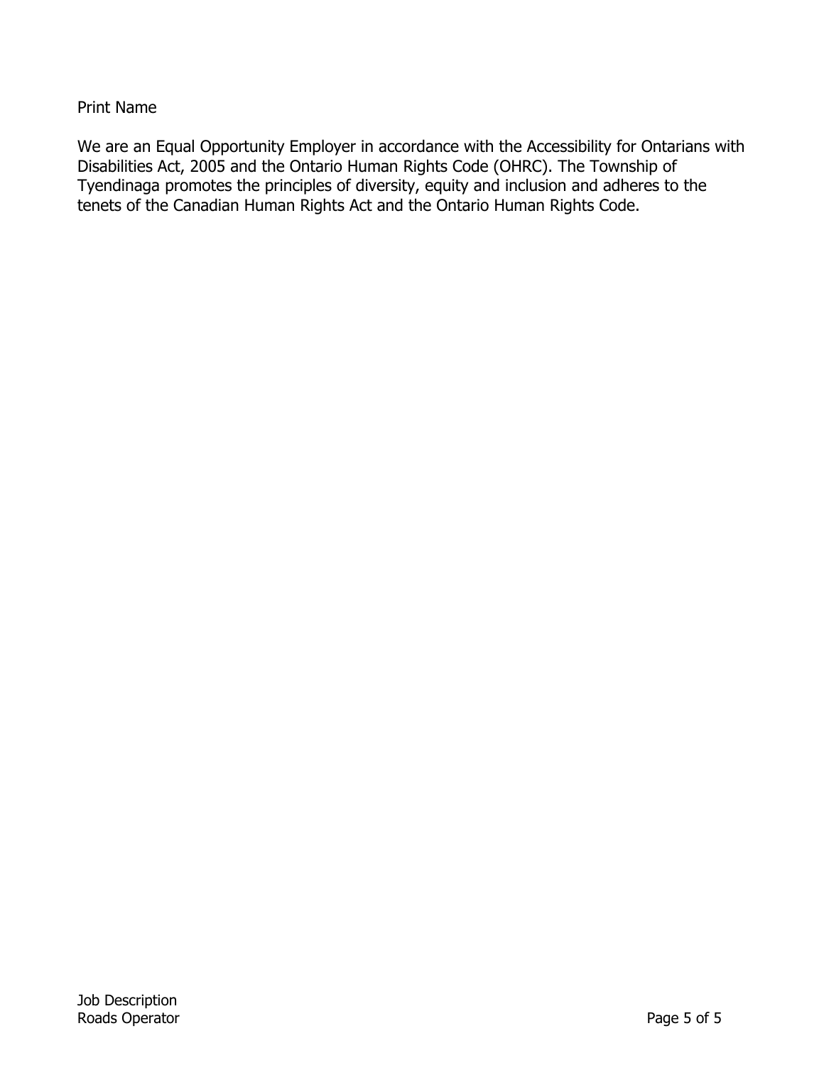Print Name

We are an Equal Opportunity Employer in accordance with the Accessibility for Ontarians with Disabilities Act, 2005 and the Ontario Human Rights Code (OHRC). The Township of Tyendinaga promotes the principles of diversity, equity and inclusion and adheres to the tenets of the Canadian Human Rights Act and the Ontario Human Rights Code.